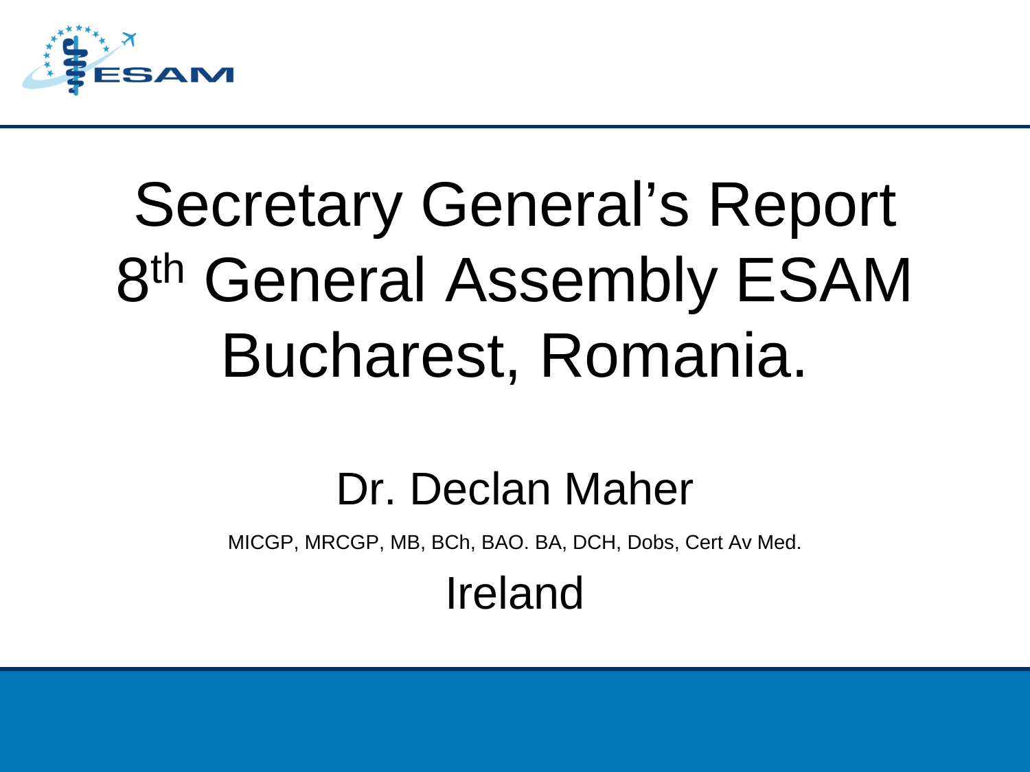# Secretary General's Report 8th General Assembly ESAM Bucharest, Romania.

Dr. Declan Maher

MICGP, MRCGP, MB, BCh, BAO. BA, DCH, Dobs, Cert Av Med.

Ireland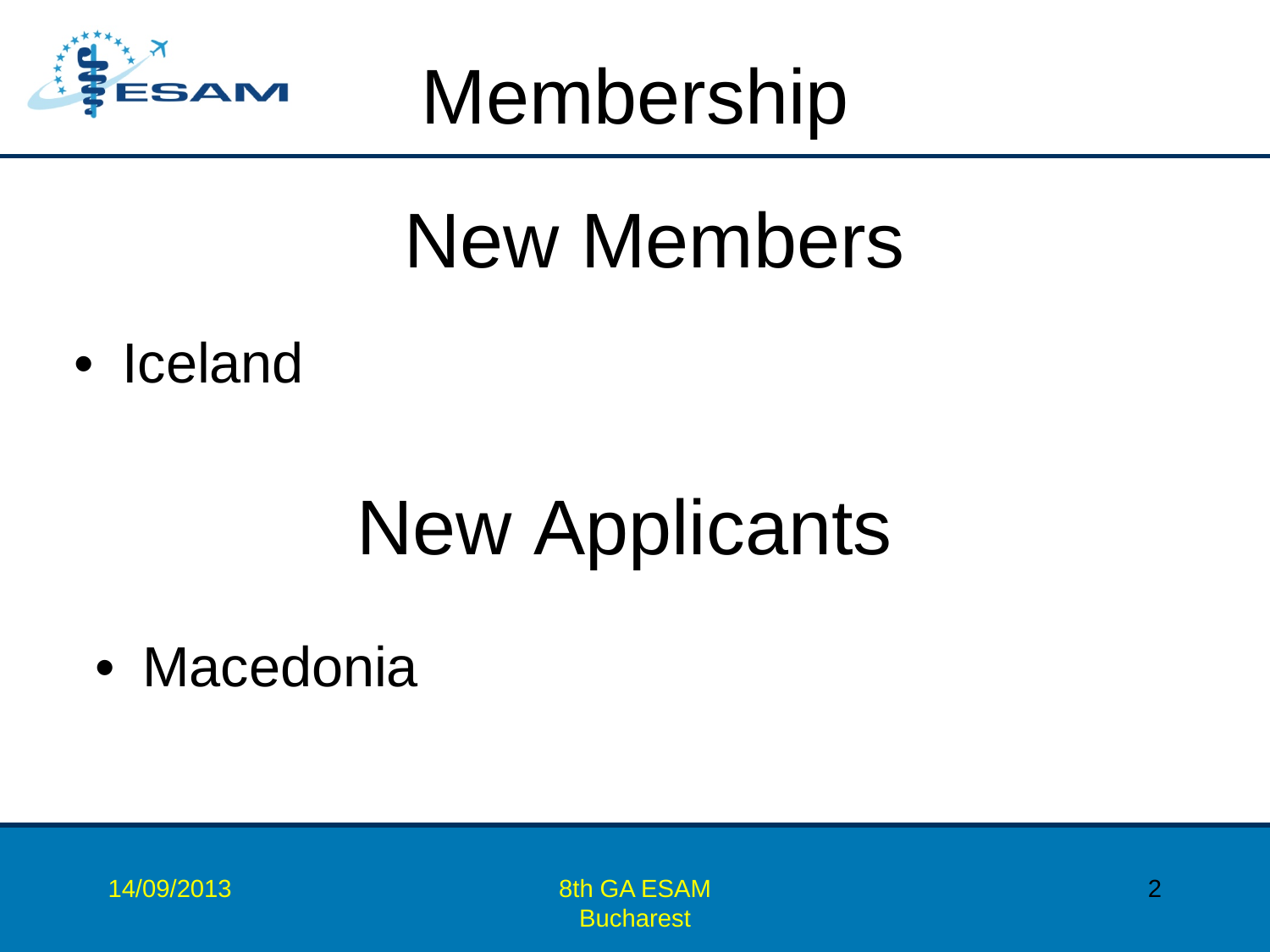# Membership

## New Members

- Iceland

## New Applicants

- Macedonia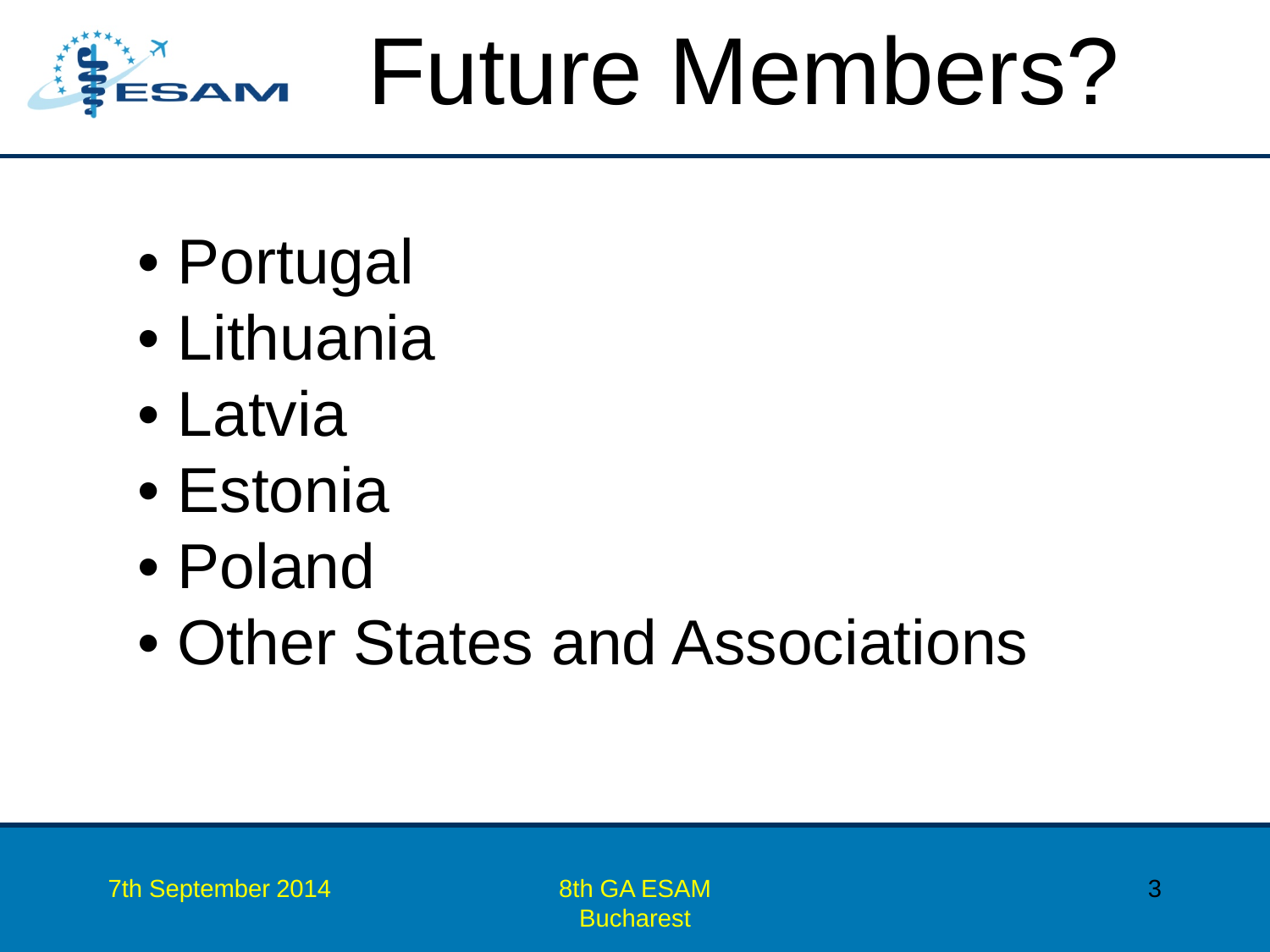# Future Members?

- Portugal
- Lithuania
- Latvia
- Estonia
- Poland
- Other States and Associations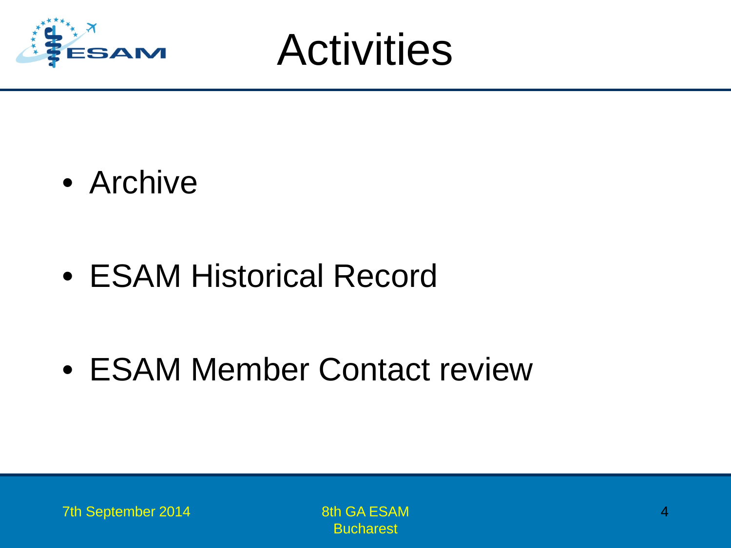# Activities

- Archive
- ESAM Historical Record
- ESAM Member Contact review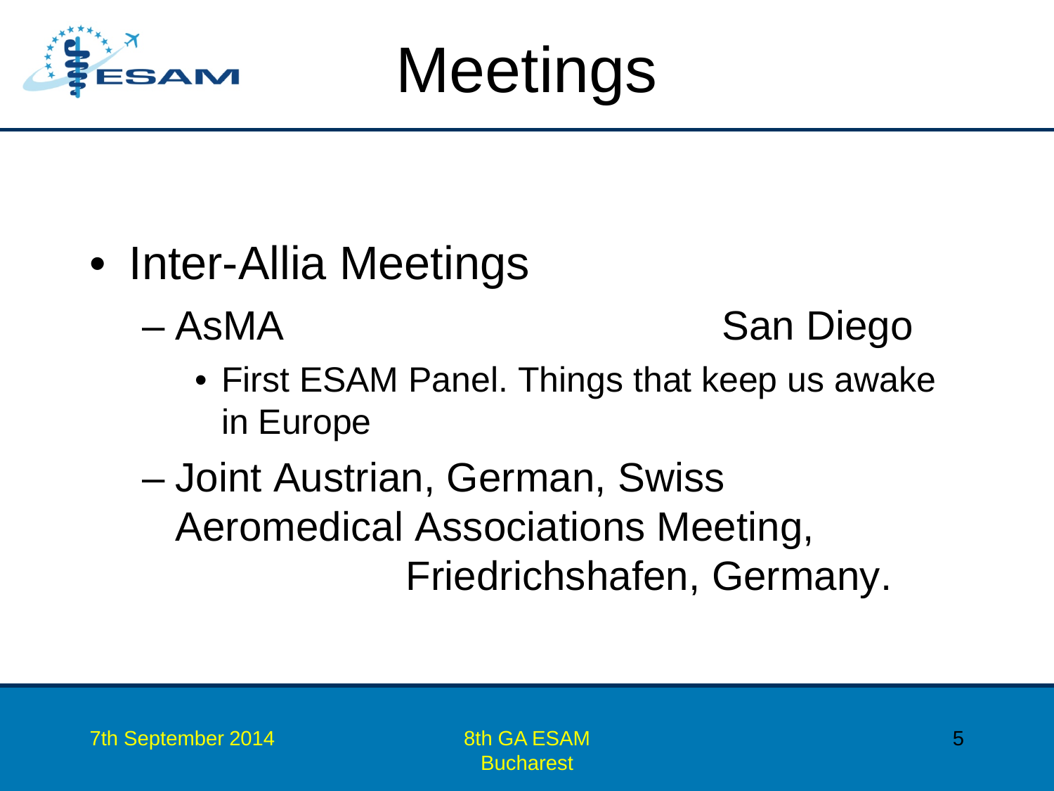# Meetings

- Inter-Allia Meetings
  - AsMA San Diego
    - First ESAM Panel. Things that keep us awake in Europe
  - Joint Austrian, German, Swiss Aeromedical Associations Meeting, Friedrichshafen, Germany.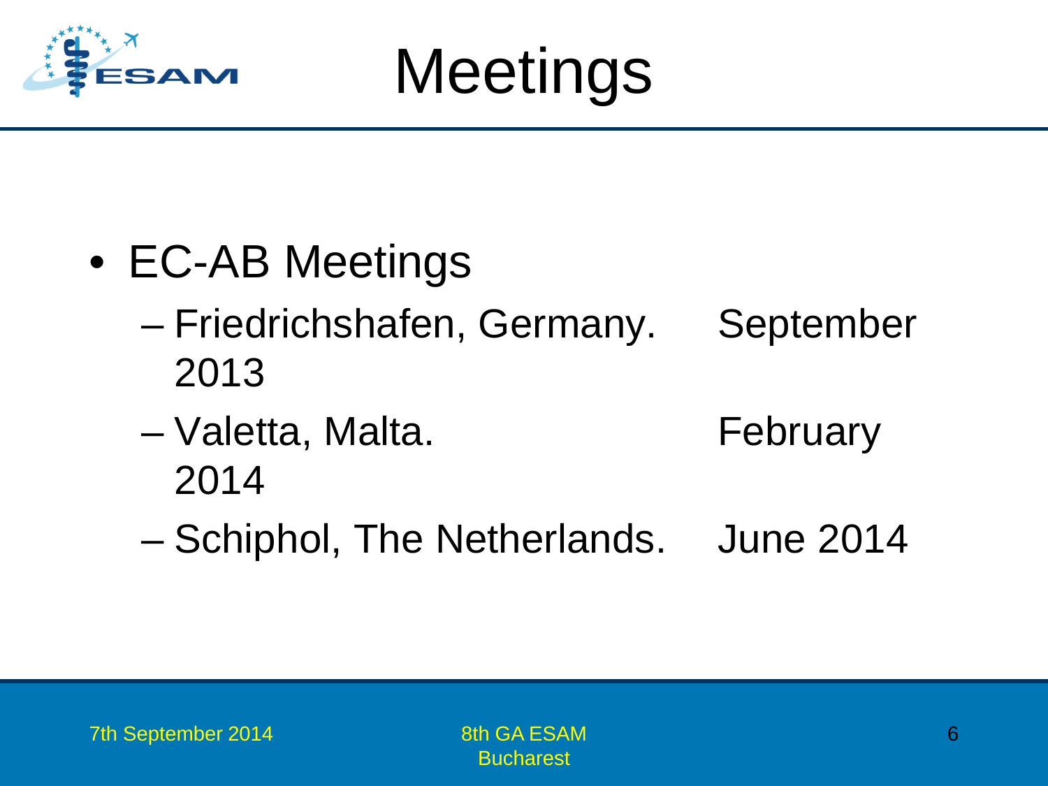# Meetings

- EC-AB Meetings
  - Friedrichshafen, Germany. September 2013
  - Valetta, Malta. February 2014
  - Schiphol, The Netherlands. June 2014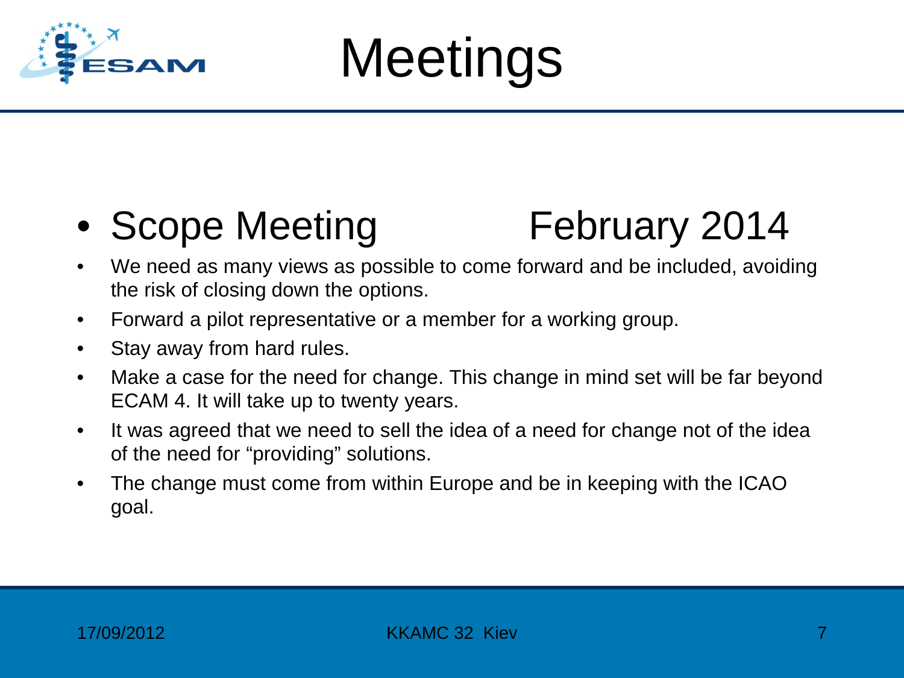# Meetings

- Scope Meeting February 2014

- We need as many views as possible to come forward and be included, avoiding the risk of closing down the options.
- Forward a pilot representative or a member for a working group.
- Stay away from hard rules.
- Make a case for the need for change. This change in mind set will be far beyond ECAM 4. It will take up to twenty years.
- It was agreed that we need to sell the idea of a need for change not of the idea of the need for "providing" solutions.
- The change must come from within Europe and be in keeping with the ICAO goal.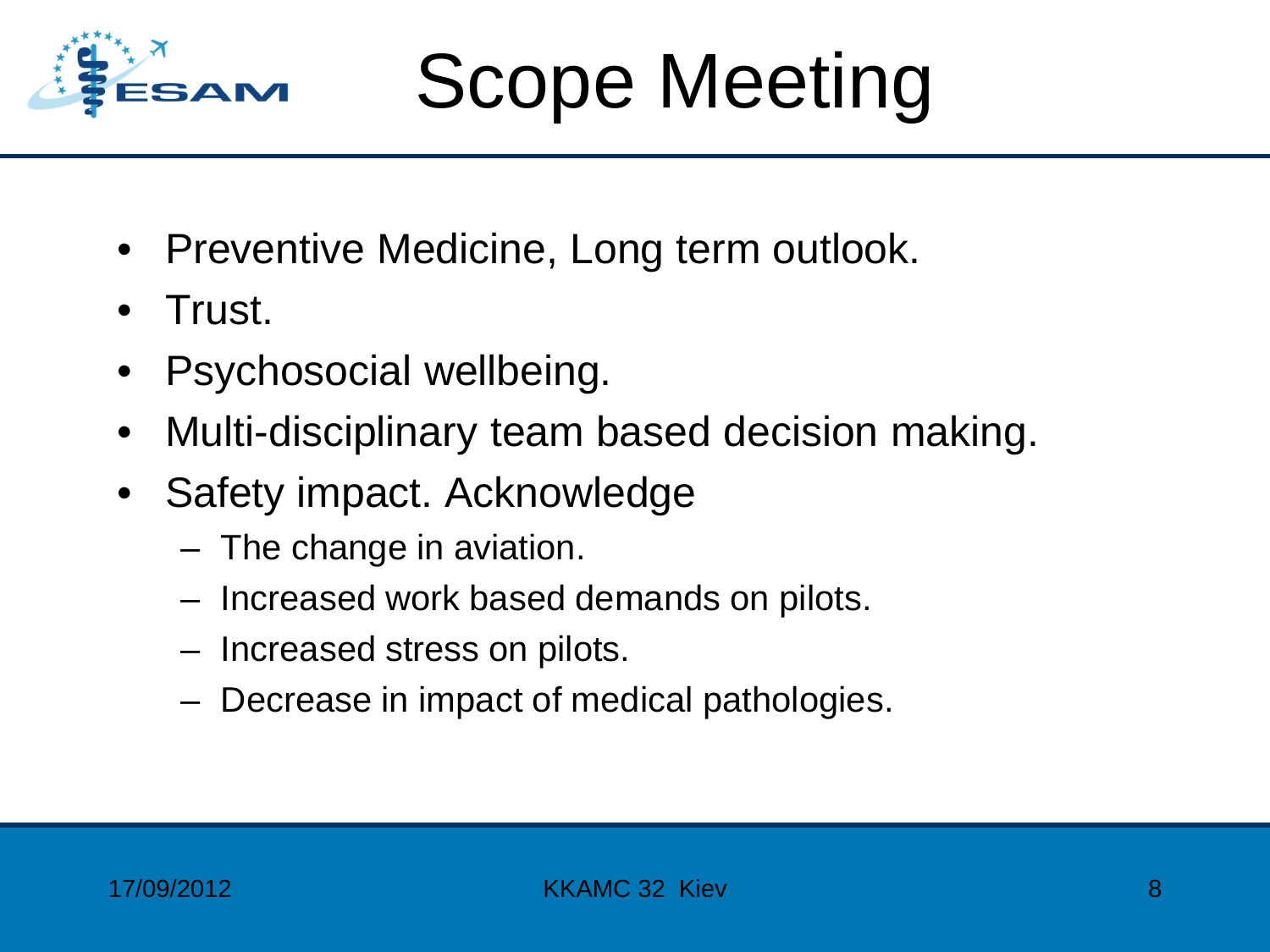# Scope Meeting

- Preventive Medicine, Long term outlook.
- Trust.
- Psychosocial wellbeing.
- Multi-disciplinary team based decision making.
- Safety impact. Acknowledge
  - The change in aviation.
  - Increased work based demands on pilots.
  - Increased stress on pilots.
  - Decrease in impact of medical pathologies.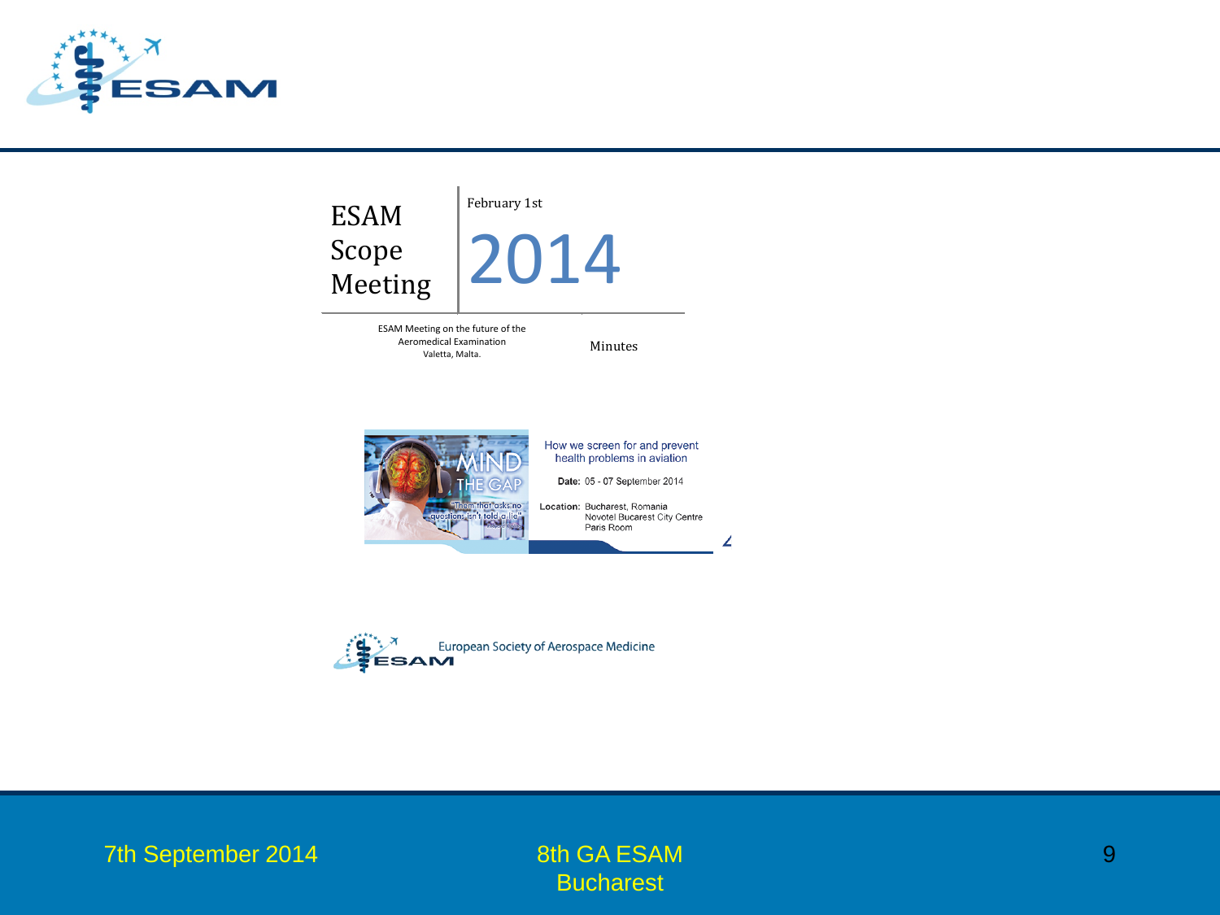ESAM Scope Meeting

February 1st

2014

ESAM Meeting on the future of the Aeromedical Examination
Valetta, Malta.

Minutes

MIND THE GAP

"Them that asks no questions isn't told a lie"

How we screen for and prevent health problems in aviation

**Date:** 05 - 07 September 2014

**Location:** Bucharest, Romania
Novotel Bucarest City Centre
Paris Room

European Society of Aerospace Medicine

7th September 2014

8th GA ESAM Bucharest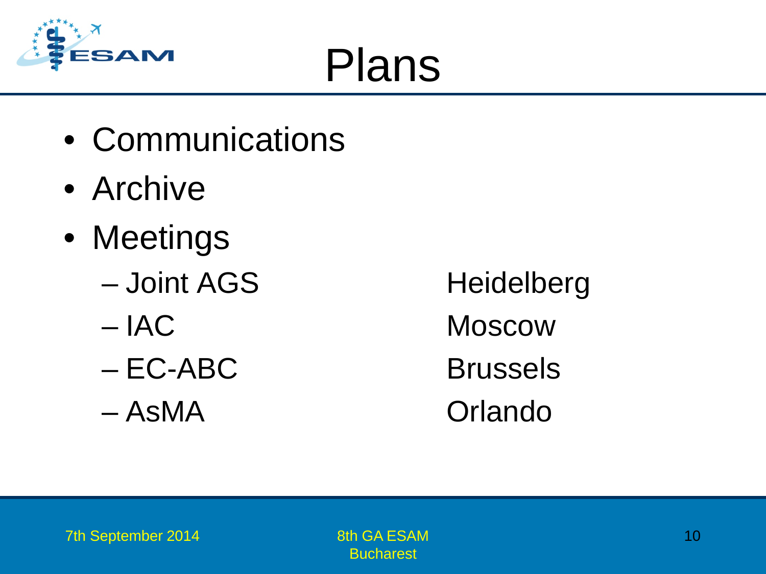# Plans

- Communications
- Archive
- Meetings
  - Joint AGS — Heidelberg
  - IAC — Moscow
  - EC-ABC — Brussels
  - AsMA — Orlando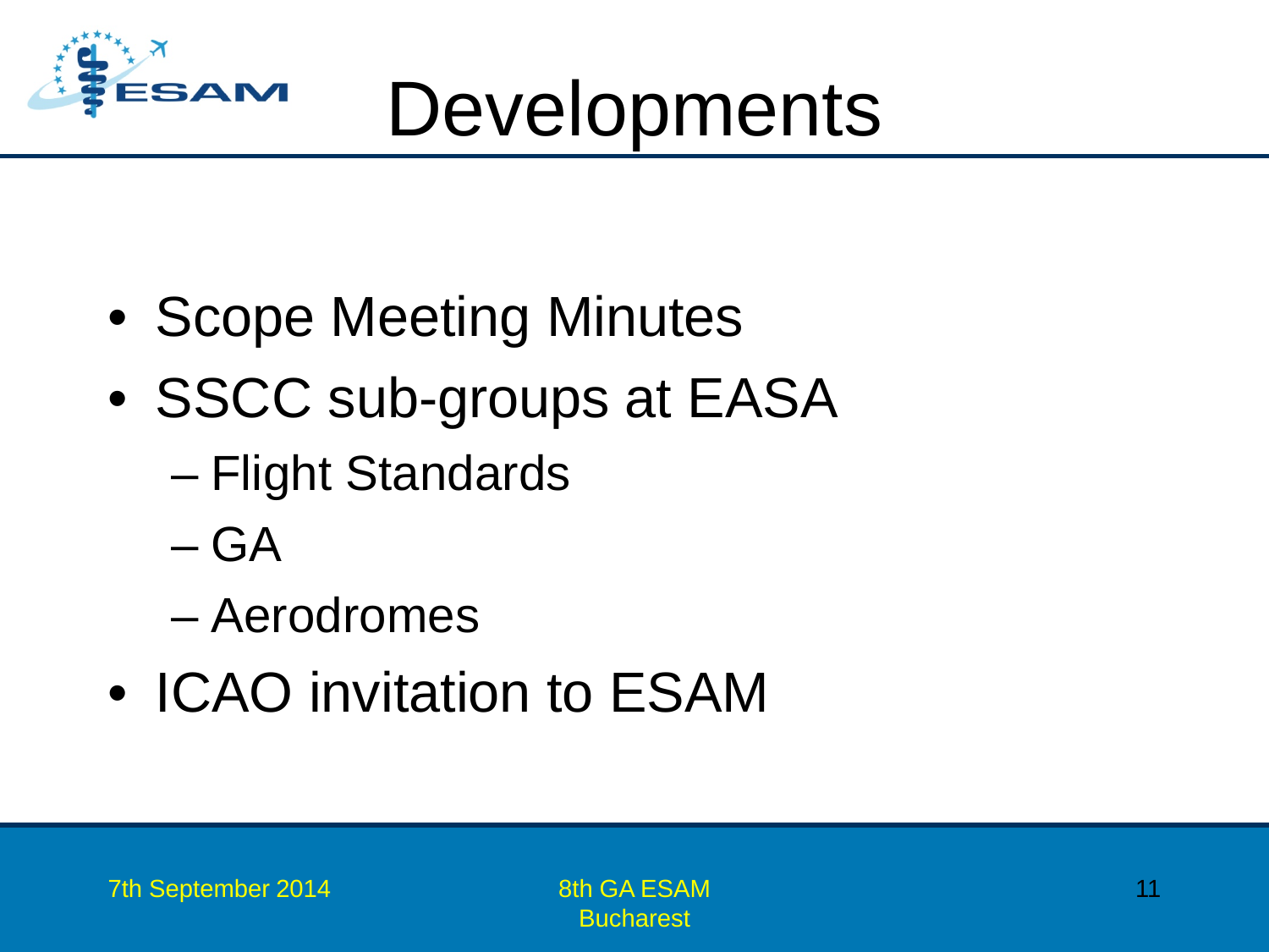# Developments

- Scope Meeting Minutes
- SSCC sub-groups at EASA
  - Flight Standards
  - GA
  - Aerodromes
- ICAO invitation to ESAM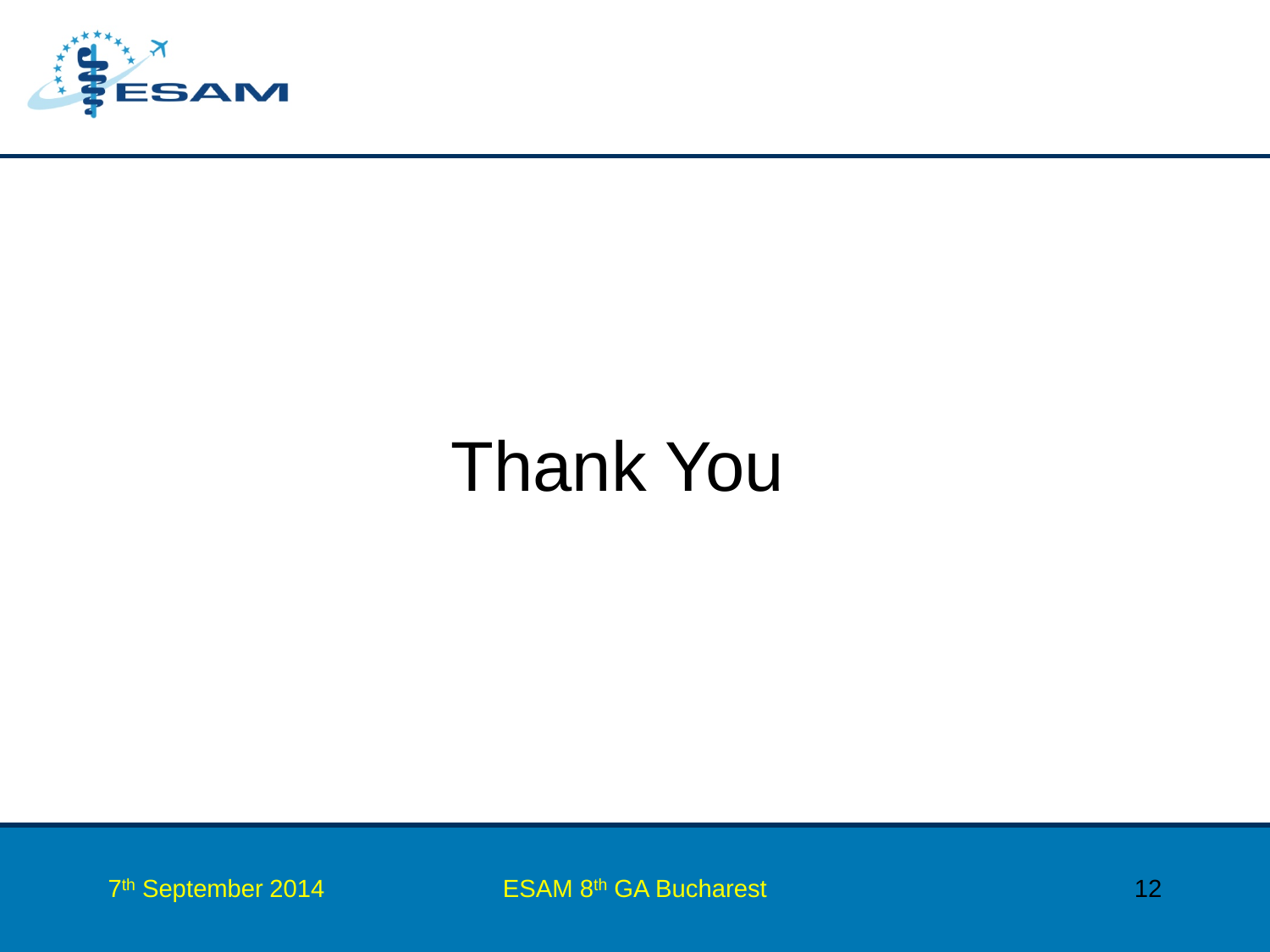# Thank You